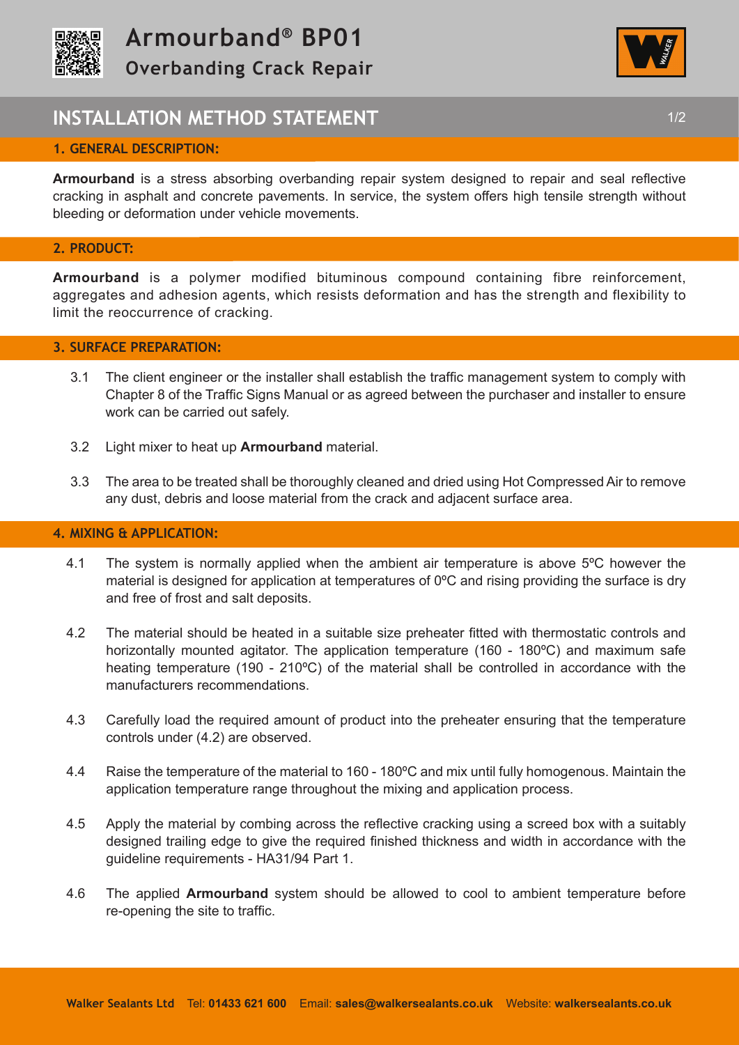# Armourband® BP01

## Overbanding Crack Repair

## INSTALLATION METHOD STATEMENT

### 1. GENERAL DESCRIPTION:

**Armourband** is a stress absorbing overbanding repair system designed to repair and seal reflective cracking in asphalt and concrete pavements. In service, the system offers high tensile strength without bleeding or deformation under vehicle movements.

### 2. PRODUCT:

**Armourband** is a polymer modified bituminous compound containing fibre reinforcement, aggregates and adhesion agents, which resists deformation and has the strength and flexibility to limit the reoccurrence of cracking.

### 3. SURFACE PREPARATION:

3.1 The client engineer or the installer shall establish the traffic management system to comply with Chapter 8 of the Traffic Signs Manual or as agreed between the purchaser and installer to ensure work can be carried out safely.

3.2 Light mixer to heat up **Armourband** material.

3.3 The area to be treated shall be thoroughly cleaned and dried using Hot Compressed Air to remove any dust, debris and loose material from the crack and adjacent surface area.

### 4. MIXING & APPLICATION:

4.1 The system is normally applied when the ambient air temperature is above 5ºC however the material is designed for application at temperatures of 0ºC and rising providing the surface is dry and free of frost and salt deposits.

4.2 The material should be heated in a suitable size preheater fitted with thermostatic controls and horizontally mounted agitator. The application temperature (160 - 180ºC) and maximum safe heating temperature (190 - 210ºC) of the material shall be controlled in accordance with the manufacturers recommendations.

4.3 Carefully load the required amount of product into the preheater ensuring that the temperature controls under (4.2) are observed.

4.4 Raise the temperature of the material to 160 - 180ºC and mix until fully homogenous. Maintain the application temperature range throughout the mixing and application process.

4.5 Apply the material by combing across the reflective cracking using a screed box with a suitably designed trailing edge to give the required finished thickness and width in accordance with the guideline requirements - HA31/94 Part 1.

4.6 The applied **Armourband** system should be allowed to cool to ambient temperature before re-opening the site to traffic.

**Walker Sealants Ltd** Tel: **01433 621 600** Email: **sales@walkersealants.co.uk** Website: **walkersealants.co.uk**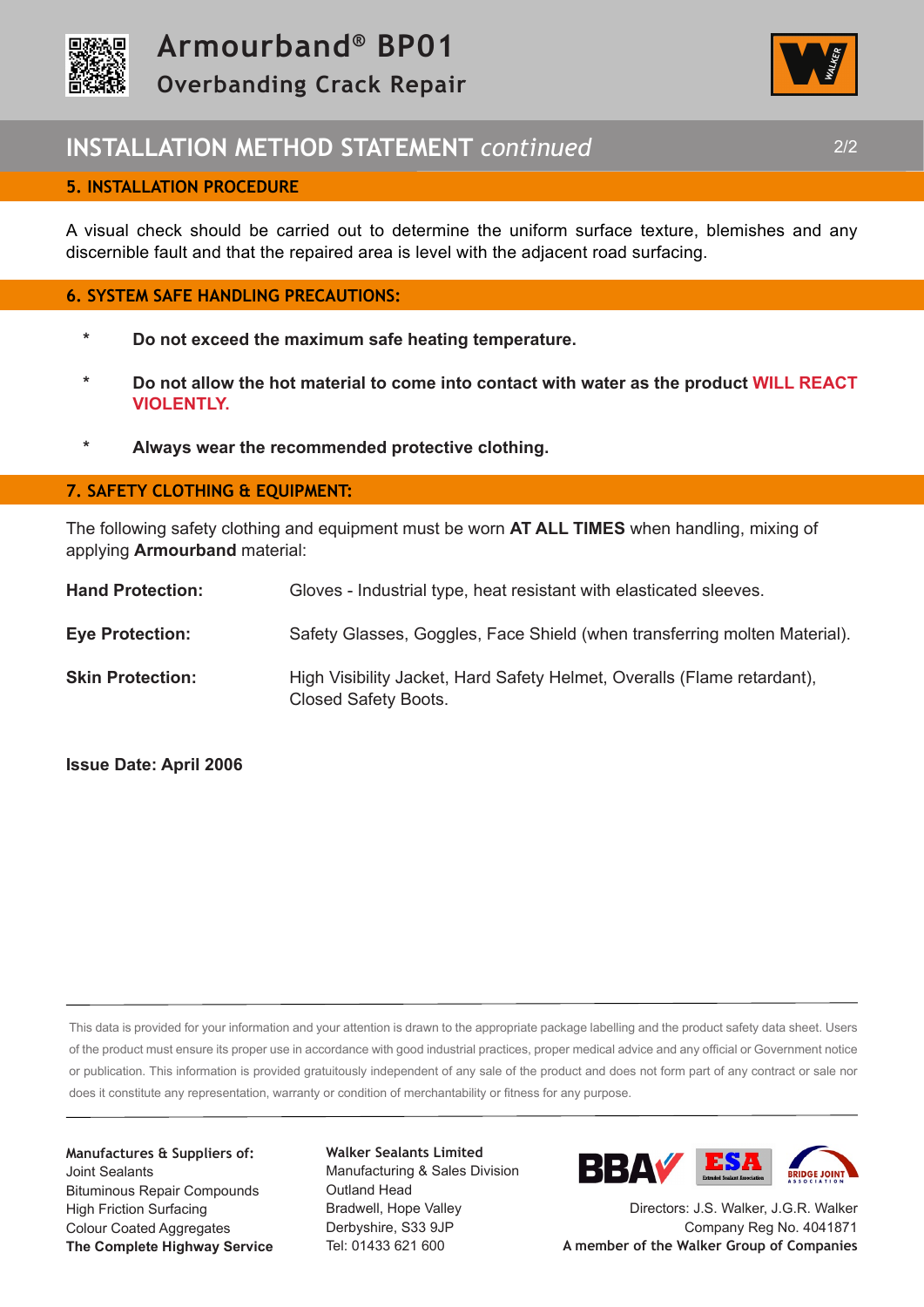# Armourband® BP01

## Overbanding Crack Repair

## INSTALLATION METHOD STATEMENT *continued*

### 5. INSTALLATION PROCEDURE

A visual check should be carried out to determine the uniform surface texture, blemishes and any discernible fault and that the repaired area is level with the adjacent road surfacing.

### 6. SYSTEM SAFE HANDLING PRECAUTIONS:

* **Do not exceed the maximum safe heating temperature.**
* **Do not allow the hot material to come into contact with water as the product WILL REACT VIOLENTLY.**
* **Always wear the recommended protective clothing.**

### 7. SAFETY CLOTHING & EQUIPMENT:

The following safety clothing and equipment must be worn **AT ALL TIMES** when handling, mixing of applying **Armourband** material:

| | |
|---|---|
| **Hand Protection:** | Gloves - Industrial type, heat resistant with elasticated sleeves. |
| **Eye Protection:** | Safety Glasses, Goggles, Face Shield (when transferring molten Material). |
| **Skin Protection:** | High Visibility Jacket, Hard Safety Helmet, Overalls (Flame retardant), Closed Safety Boots. |

**Issue Date: April 2006**

This data is provided for your information and your attention is drawn to the appropriate package labelling and the product safety data sheet. Users of the product must ensure its proper use in accordance with good industrial practices, proper medical advice and any official or Government notice or publication. This information is provided gratuitously independent of any sale of the product and does not form part of any contract or sale nor does it constitute any representation, warranty or condition of merchantability or fitness for any purpose.

**Manufactures & Suppliers of:**
Joint Sealants
Bituminous Repair Compounds
High Friction Surfacing
Colour Coated Aggregates
**The Complete Highway Service**

**Walker Sealants Limited**
Manufacturing & Sales Division
Outland Head
Bradwell, Hope Valley
Derbyshire, S33 9JP
Tel: 01433 621 600

Directors: J.S. Walker, J.G.R. Walker
Company Reg No. 4041871
**A member of the Walker Group of Companies**